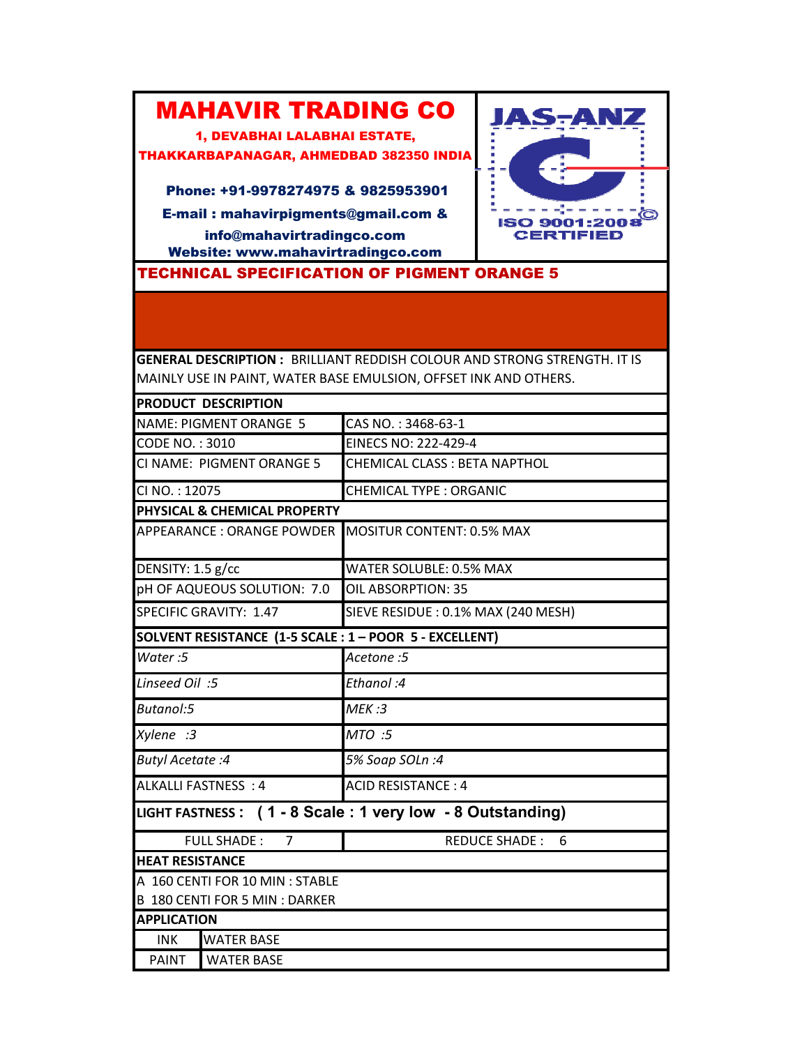# MAHAVIR TRADING CO

**1, DEVABHAI LALABHAI ESTATE,**
**THAKKARBAPANAGAR, AHMEDBAD 382350 INDIA**

**Phone: +91-9978274975 & 9825953901**
**E-mail : mahavirpigments@gmail.com & info@mahavirtradingco.com**
**Website: www.mahavirtradingco.com**

JAS-ANZ
ISO 9001:2008 CERTIFIED

## TECHNICAL SPECIFICATION OF PIGMENT ORANGE 5

**GENERAL DESCRIPTION :** BRILLIANT REDDISH COLOUR AND STRONG STRENGTH. IT IS MAINLY USE IN PAINT, WATER BASE EMULSION, OFFSET INK AND OTHERS.

| **PRODUCT DESCRIPTION** | |
|---|---|
| NAME: PIGMENT ORANGE 5 | CAS NO. : 3468-63-1 |
| CODE NO. : 3010 | EINECS NO: 222-429-4 |
| CI NAME: PIGMENT ORANGE 5 | CHEMICAL CLASS : BETA NAPTHOL |
| CI NO. : 12075 | CHEMICAL TYPE : ORGANIC |
| **PHYSICAL & CHEMICAL PROPERTY** | |
| APPEARANCE : ORANGE POWDER | MOSITUR CONTENT: 0.5% MAX |
| DENSITY: 1.5 g/cc | WATER SOLUBLE: 0.5% MAX |
| pH OF AQUEOUS SOLUTION: 7.0 | OIL ABSORPTION: 35 |
| SPECIFIC GRAVITY: 1.47 | SIEVE RESIDUE : 0.1% MAX (240 MESH) |
| **SOLVENT RESISTANCE (1-5 SCALE : 1 – POOR 5 - EXCELLENT)** | |
| *Water :5* | *Acetone :5* |
| *Linseed Oil :5* | *Ethanol :4* |
| *Butanol:5* | *MEK :3* |
| *Xylene :3* | *MTO :5* |
| *Butyl Acetate :4* | *5% Soap SOLn :4* |
| ALKALLI FASTNESS : 4 | ACID RESISTANCE : 4 |
| **LIGHT FASTNESS : ( 1 - 8 Scale : 1 very low - 8 Outstanding)** | |
| FULL SHADE : 7 | REDUCE SHADE : 6 |
| **HEAT RESISTANCE** | |
| A 160 CENTI FOR 10 MIN : STABLE | |
| B 180 CENTI FOR 5 MIN : DARKER | |

| **APPLICATION** | |
|---|---|
| INK | WATER BASE |
| PAINT | WATER BASE |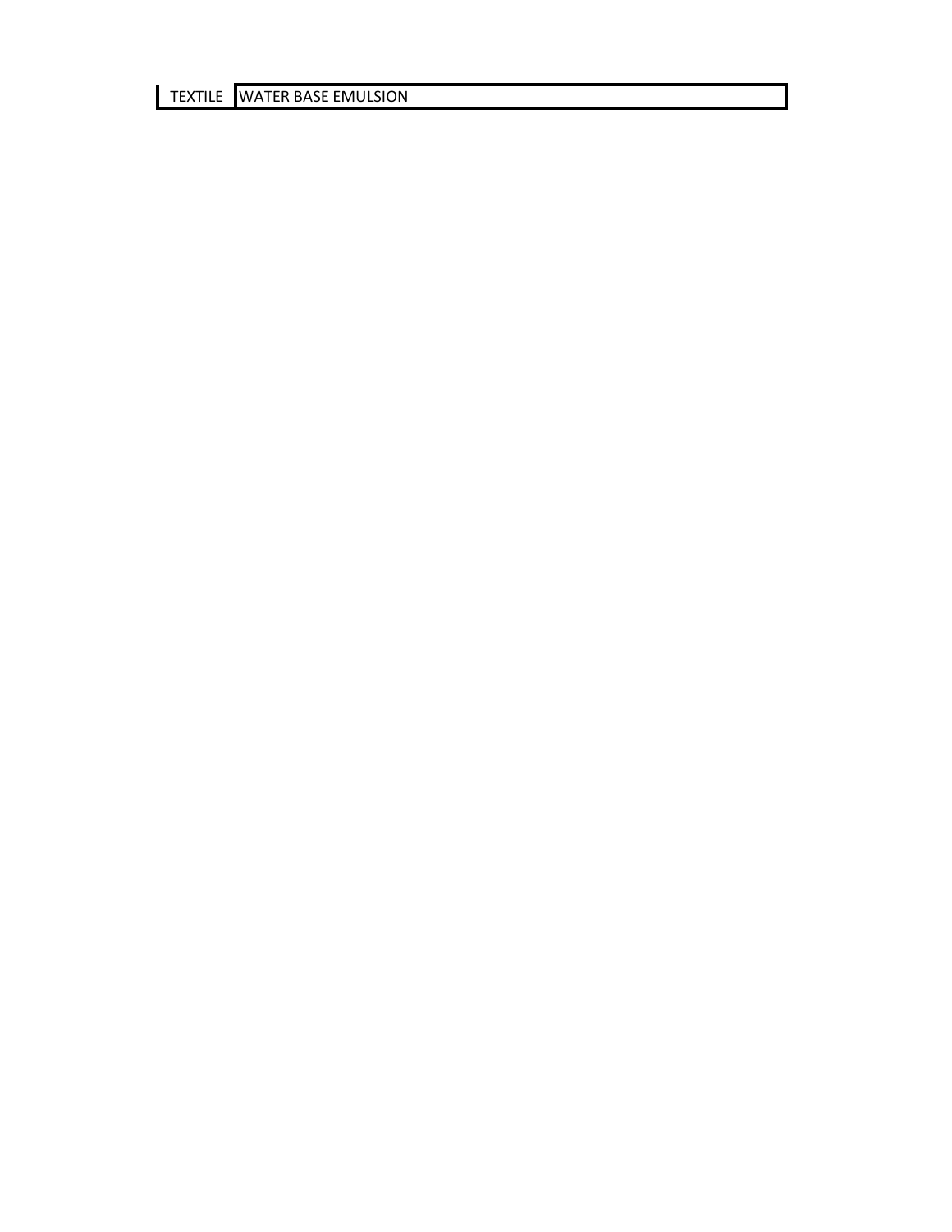| | |
|---|---|
| TEXTILE | WATER BASE EMULSION |